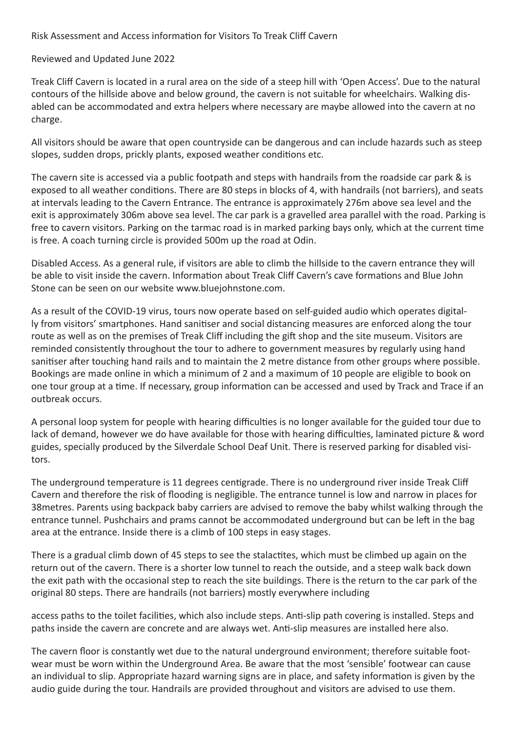Risk Assessment and Access information for Visitors To Treak Cliff Cavern

Reviewed and Updated June 2022

Treak Cliff Cavern is located in a rural area on the side of a steep hill with 'Open Access'. Due to the natural contours of the hillside above and below ground, the cavern is not suitable for wheelchairs. Walking disabled can be accommodated and extra helpers where necessary are maybe allowed into the cavern at no charge.

All visitors should be aware that open countryside can be dangerous and can include hazards such as steep slopes, sudden drops, prickly plants, exposed weather conditions etc.

The cavern site is accessed via a public footpath and steps with handrails from the roadside car park & is exposed to all weather conditions. There are 80 steps in blocks of 4, with handrails (not barriers), and seats at intervals leading to the Cavern Entrance. The entrance is approximately 276m above sea level and the exit is approximately 306m above sea level. The car park is a gravelled area parallel with the road. Parking is free to cavern visitors. Parking on the tarmac road is in marked parking bays only, which at the current time is free. A coach turning circle is provided 500m up the road at Odin.

Disabled Access. As a general rule, if visitors are able to climb the hillside to the cavern entrance they will be able to visit inside the cavern. Information about Treak Cliff Cavern's cave formations and Blue John Stone can be seen on our website www.bluejohnstone.com.

As a result of the COVID-19 virus, tours now operate based on self-guided audio which operates digitally from visitors' smartphones. Hand sanitiser and social distancing measures are enforced along the tour route as well as on the premises of Treak Cliff including the gift shop and the site museum. Visitors are reminded consistently throughout the tour to adhere to government measures by regularly using hand sanitiser after touching hand rails and to maintain the 2 metre distance from other groups where possible. Bookings are made online in which a minimum of 2 and a maximum of 10 people are eligible to book on one tour group at a time. If necessary, group information can be accessed and used by Track and Trace if an outbreak occurs.

A personal loop system for people with hearing difficulties is no longer available for the guided tour due to lack of demand, however we do have available for those with hearing difficulties, laminated picture & word guides, specially produced by the Silverdale School Deaf Unit. There is reserved parking for disabled visitors.

The underground temperature is 11 degrees centigrade. There is no underground river inside Treak Cliff Cavern and therefore the risk of flooding is negligible. The entrance tunnel is low and narrow in places for 38metres. Parents using backpack baby carriers are advised to remove the baby whilst walking through the entrance tunnel. Pushchairs and prams cannot be accommodated underground but can be left in the bag area at the entrance. Inside there is a climb of 100 steps in easy stages.

There is a gradual climb down of 45 steps to see the stalactites, which must be climbed up again on the return out of the cavern. There is a shorter low tunnel to reach the outside, and a steep walk back down the exit path with the occasional step to reach the site buildings. There is the return to the car park of the original 80 steps. There are handrails (not barriers) mostly everywhere including

access paths to the toilet facilities, which also include steps. Anti-slip path covering is installed. Steps and paths inside the cavern are concrete and are always wet. Anti-slip measures are installed here also.

The cavern floor is constantly wet due to the natural underground environment; therefore suitable footwear must be worn within the Underground Area. Be aware that the most 'sensible' footwear can cause an individual to slip. Appropriate hazard warning signs are in place, and safety information is given by the audio guide during the tour. Handrails are provided throughout and visitors are advised to use them.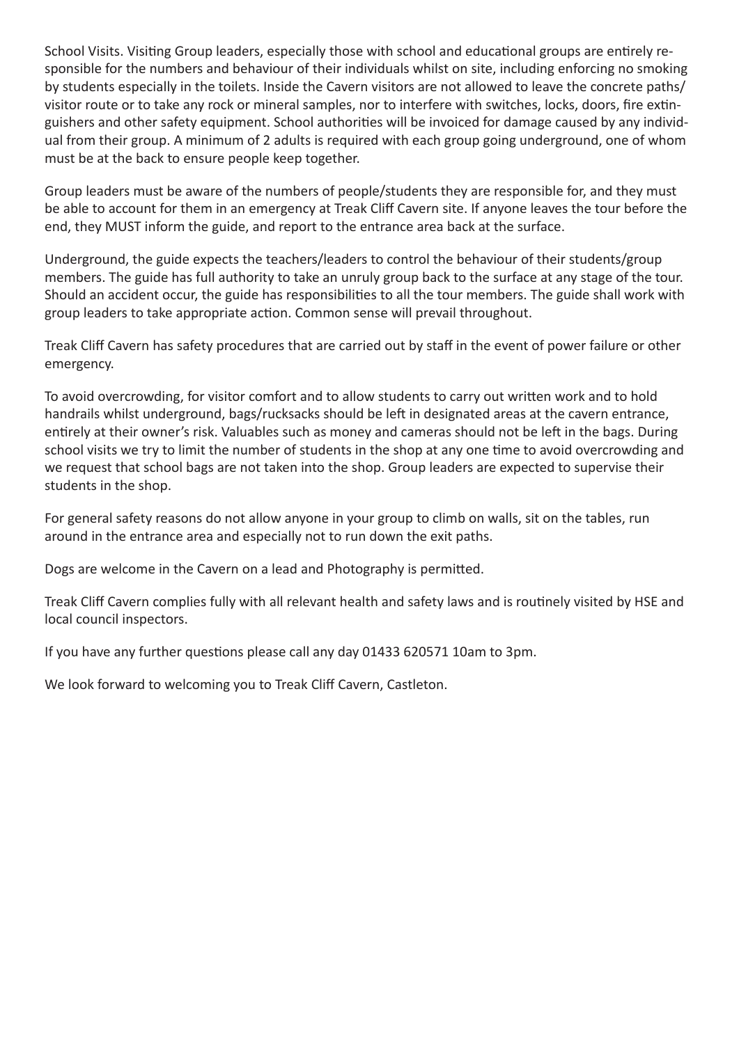School Visits. Visiting Group leaders, especially those with school and educational groups are entirely responsible for the numbers and behaviour of their individuals whilst on site, including enforcing no smoking by students especially in the toilets. Inside the Cavern visitors are not allowed to leave the concrete paths/ visitor route or to take any rock or mineral samples, nor to interfere with switches, locks, doors, fire extinguishers and other safety equipment. School authorities will be invoiced for damage caused by any individual from their group. A minimum of 2 adults is required with each group going underground, one of whom must be at the back to ensure people keep together.

Group leaders must be aware of the numbers of people/students they are responsible for, and they must be able to account for them in an emergency at Treak Cliff Cavern site. If anyone leaves the tour before the end, they MUST inform the guide, and report to the entrance area back at the surface.

Underground, the guide expects the teachers/leaders to control the behaviour of their students/group members. The guide has full authority to take an unruly group back to the surface at any stage of the tour. Should an accident occur, the guide has responsibilities to all the tour members. The guide shall work with group leaders to take appropriate action. Common sense will prevail throughout.

Treak Cliff Cavern has safety procedures that are carried out by staff in the event of power failure or other emergency.

To avoid overcrowding, for visitor comfort and to allow students to carry out written work and to hold handrails whilst underground, bags/rucksacks should be left in designated areas at the cavern entrance, entirely at their owner's risk. Valuables such as money and cameras should not be left in the bags. During school visits we try to limit the number of students in the shop at any one time to avoid overcrowding and we request that school bags are not taken into the shop. Group leaders are expected to supervise their students in the shop.

For general safety reasons do not allow anyone in your group to climb on walls, sit on the tables, run around in the entrance area and especially not to run down the exit paths.

Dogs are welcome in the Cavern on a lead and Photography is permitted.

Treak Cliff Cavern complies fully with all relevant health and safety laws and is routinely visited by HSE and local council inspectors.

If you have any further questions please call any day 01433 620571 10am to 3pm.

We look forward to welcoming you to Treak Cliff Cavern, Castleton.